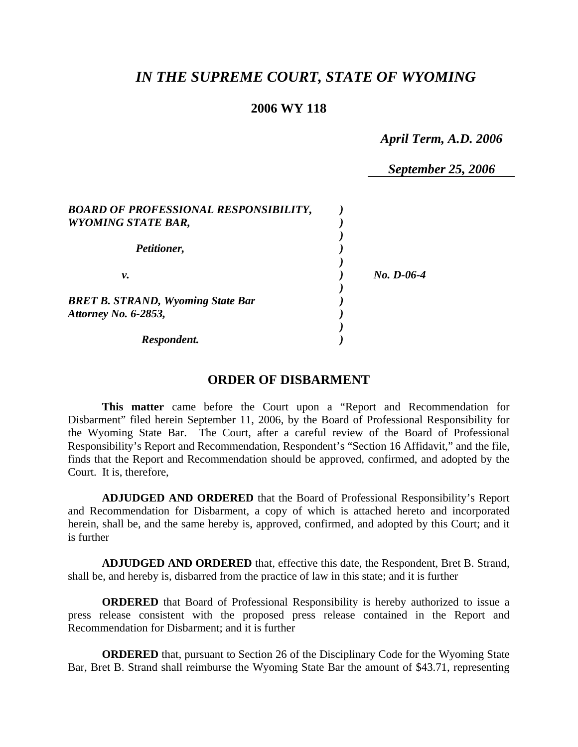# *IN THE SUPREME COURT, STATE OF WYOMING*

## 2006 WY 118

*April Term, A.D. 2006*

*September 25, 2006*

*BOARD OF PROFESSIONAL RESPONSIBILITY, WYOMING STATE BAR,*

*Petitioner,*

*v.*

*BRET B. STRAND, Wyoming State Bar Attorney No. 6-2853,*

*Respondent.*

*No. D-06-4*

## ORDER OF DISBARMENT

**This matter** came before the Court upon a "Report and Recommendation for Disbarment" filed herein September 11, 2006, by the Board of Professional Responsibility for the Wyoming State Bar. The Court, after a careful review of the Board of Professional Responsibility's Report and Recommendation, Respondent's "Section 16 Affidavit," and the file, finds that the Report and Recommendation should be approved, confirmed, and adopted by the Court. It is, therefore,

**ADJUDGED AND ORDERED** that the Board of Professional Responsibility's Report and Recommendation for Disbarment, a copy of which is attached hereto and incorporated herein, shall be, and the same hereby is, approved, confirmed, and adopted by this Court; and it is further

**ADJUDGED AND ORDERED** that, effective this date, the Respondent, Bret B. Strand, shall be, and hereby is, disbarred from the practice of law in this state; and it is further

**ORDERED** that Board of Professional Responsibility is hereby authorized to issue a press release consistent with the proposed press release contained in the Report and Recommendation for Disbarment; and it is further

**ORDERED** that, pursuant to Section 26 of the Disciplinary Code for the Wyoming State Bar, Bret B. Strand shall reimburse the Wyoming State Bar the amount of $43.71, representing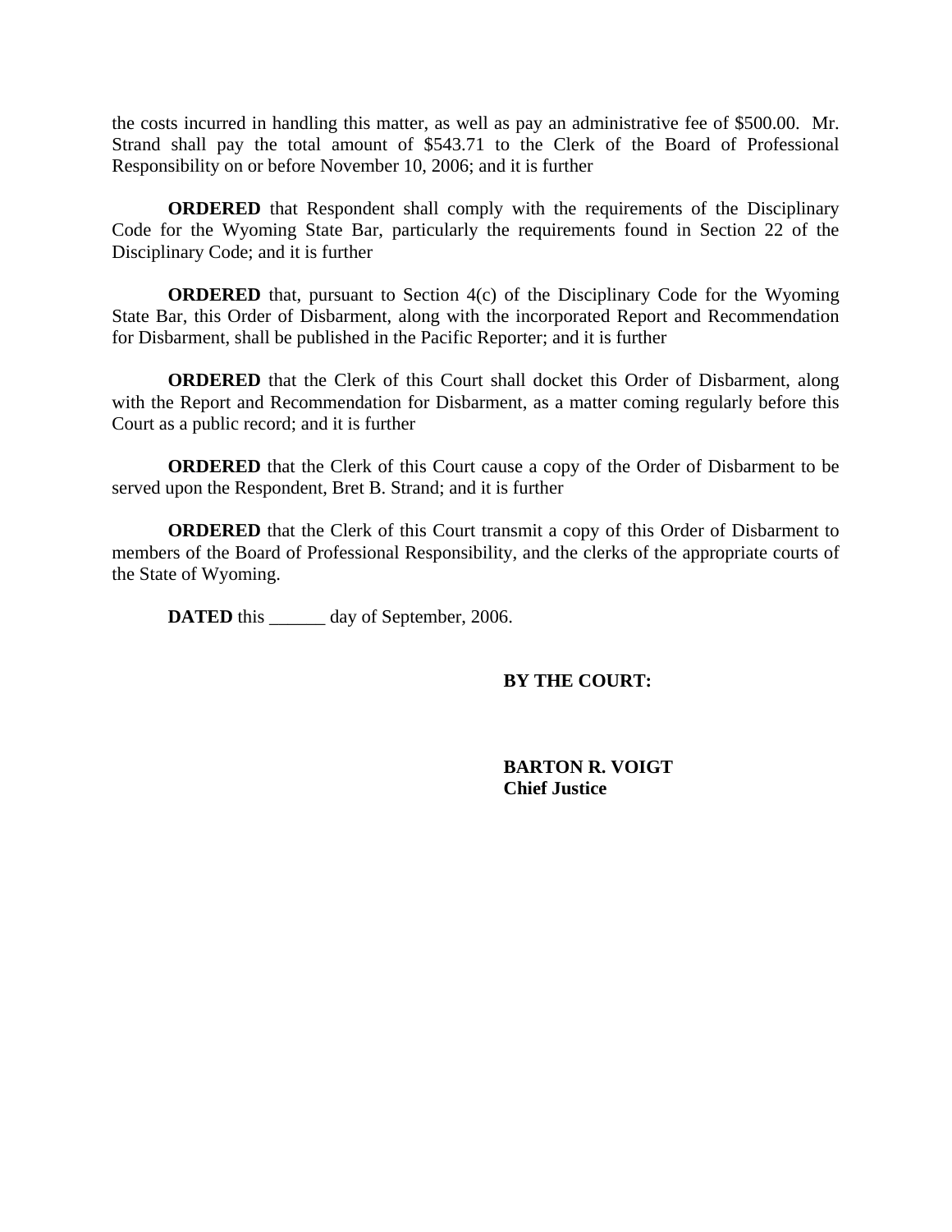the costs incurred in handling this matter, as well as pay an administrative fee of $500.00. Mr. Strand shall pay the total amount of $543.71 to the Clerk of the Board of Professional Responsibility on or before November 10, 2006; and it is further

**ORDERED** that Respondent shall comply with the requirements of the Disciplinary Code for the Wyoming State Bar, particularly the requirements found in Section 22 of the Disciplinary Code; and it is further

**ORDERED** that, pursuant to Section 4(c) of the Disciplinary Code for the Wyoming State Bar, this Order of Disbarment, along with the incorporated Report and Recommendation for Disbarment, shall be published in the Pacific Reporter; and it is further

**ORDERED** that the Clerk of this Court shall docket this Order of Disbarment, along with the Report and Recommendation for Disbarment, as a matter coming regularly before this Court as a public record; and it is further

**ORDERED** that the Clerk of this Court cause a copy of the Order of Disbarment to be served upon the Respondent, Bret B. Strand; and it is further

**ORDERED** that the Clerk of this Court transmit a copy of this Order of Disbarment to members of the Board of Professional Responsibility, and the clerks of the appropriate courts of the State of Wyoming.

**DATED** this ______ day of September, 2006.

**BY THE COURT:**

**BARTON R. VOIGT**
**Chief Justice**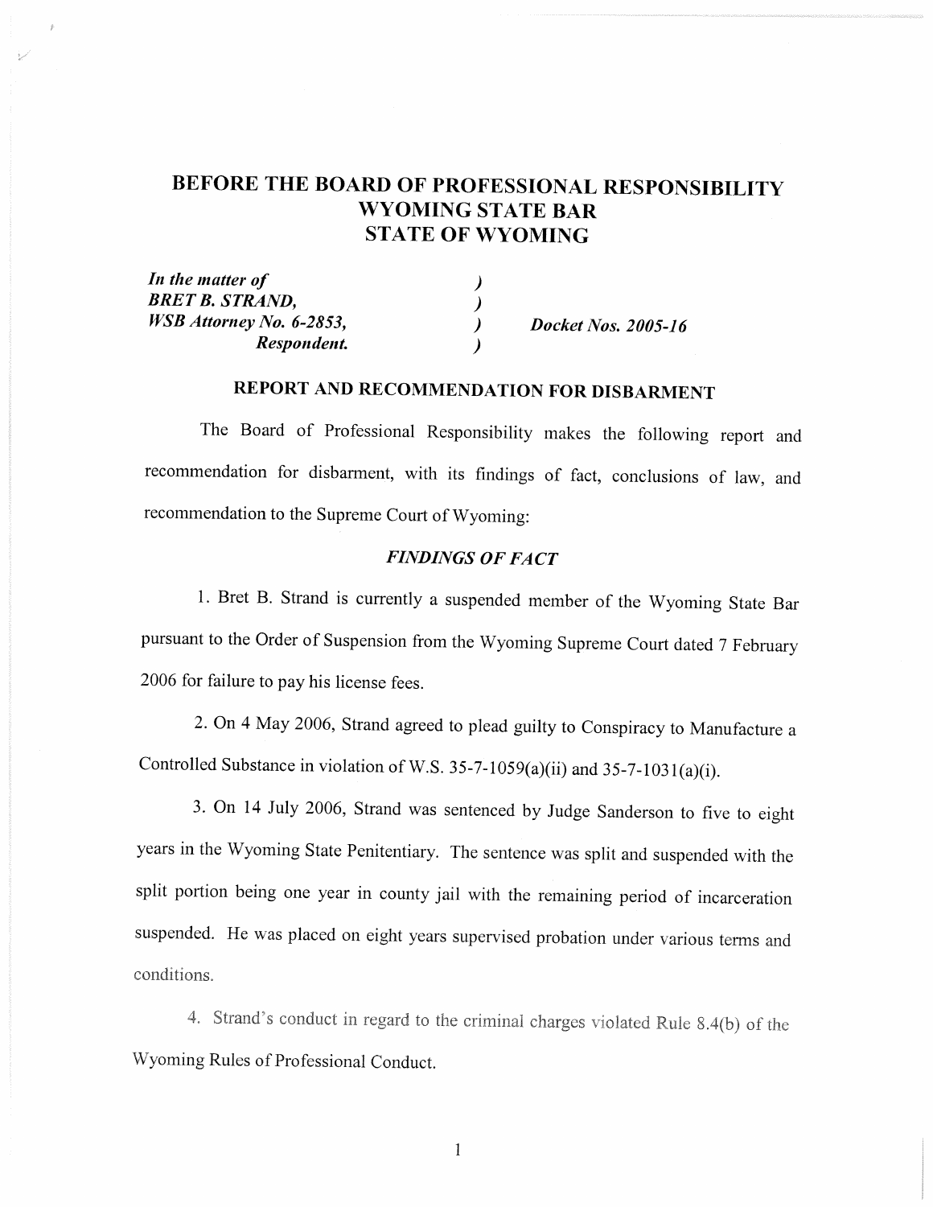# BEFORE THE BOARD OF PROFESSIONAL RESPONSIBILITY WYOMING STATE BAR STATE OF WYOMING

| | | |
|---|---|---|
| ***In the matter of*** | ) | |
| ***BRET B. STRAND,*** | ) | |
| ***WSB Attorney No. 6-2853,*** | ) | ***Docket Nos. 2005-16*** |
| ***Respondent.*** | ) | |

## REPORT AND RECOMMENDATION FOR DISBARMENT

The Board of Professional Responsibility makes the following report and recommendation for disbarment, with its findings of fact, conclusions of law, and recommendation to the Supreme Court of Wyoming:

### *FINDINGS OF FACT*

1. Bret B. Strand is currently a suspended member of the Wyoming State Bar pursuant to the Order of Suspension from the Wyoming Supreme Court dated 7 February 2006 for failure to pay his license fees.

2. On 4 May 2006, Strand agreed to plead guilty to Conspiracy to Manufacture a Controlled Substance in violation of W.S. 35-7-1059(a)(ii) and 35-7-1031(a)(i).

3. On 14 July 2006, Strand was sentenced by Judge Sanderson to five to eight years in the Wyoming State Penitentiary. The sentence was split and suspended with the split portion being one year in county jail with the remaining period of incarceration suspended. He was placed on eight years supervised probation under various terms and conditions.

4. Strand's conduct in regard to the criminal charges violated Rule 8.4(b) of the Wyoming Rules of Professional Conduct.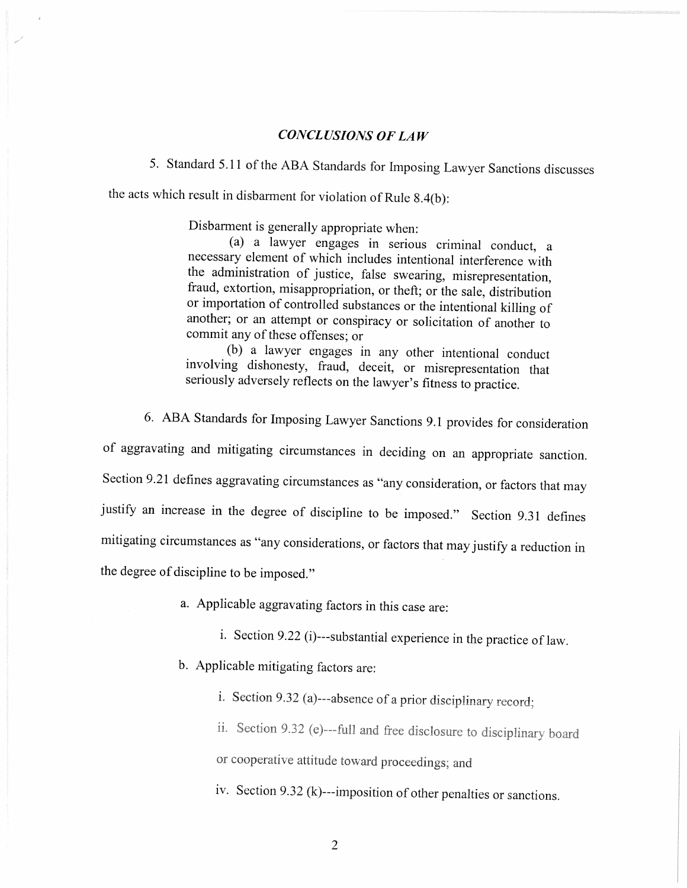## *CONCLUSIONS OF LAW*

5. Standard 5.11 of the ABA Standards for Imposing Lawyer Sanctions discusses the acts which result in disbarment for violation of Rule 8.4(b):

> Disbarment is generally appropriate when:
>
> (a) a lawyer engages in serious criminal conduct, a necessary element of which includes intentional interference with the administration of justice, false swearing, misrepresentation, fraud, extortion, misappropriation, or theft; or the sale, distribution or importation of controlled substances or the intentional killing of another; or an attempt or conspiracy or solicitation of another to commit any of these offenses; or
>
> (b) a lawyer engages in any other intentional conduct involving dishonesty, fraud, deceit, or misrepresentation that seriously adversely reflects on the lawyer's fitness to practice.

6. ABA Standards for Imposing Lawyer Sanctions 9.1 provides for consideration of aggravating and mitigating circumstances in deciding on an appropriate sanction. Section 9.21 defines aggravating circumstances as "any consideration, or factors that may justify an increase in the degree of discipline to be imposed." Section 9.31 defines mitigating circumstances as "any considerations, or factors that may justify a reduction in the degree of discipline to be imposed."

   a. Applicable aggravating factors in this case are:

      i. Section 9.22 (i)---substantial experience in the practice of law.

   b. Applicable mitigating factors are:

      i. Section 9.32 (a)---absence of a prior disciplinary record;

      ii. Section 9.32 (e)---full and free disclosure to disciplinary board or cooperative attitude toward proceedings; and

      iv. Section 9.32 (k)---imposition of other penalties or sanctions.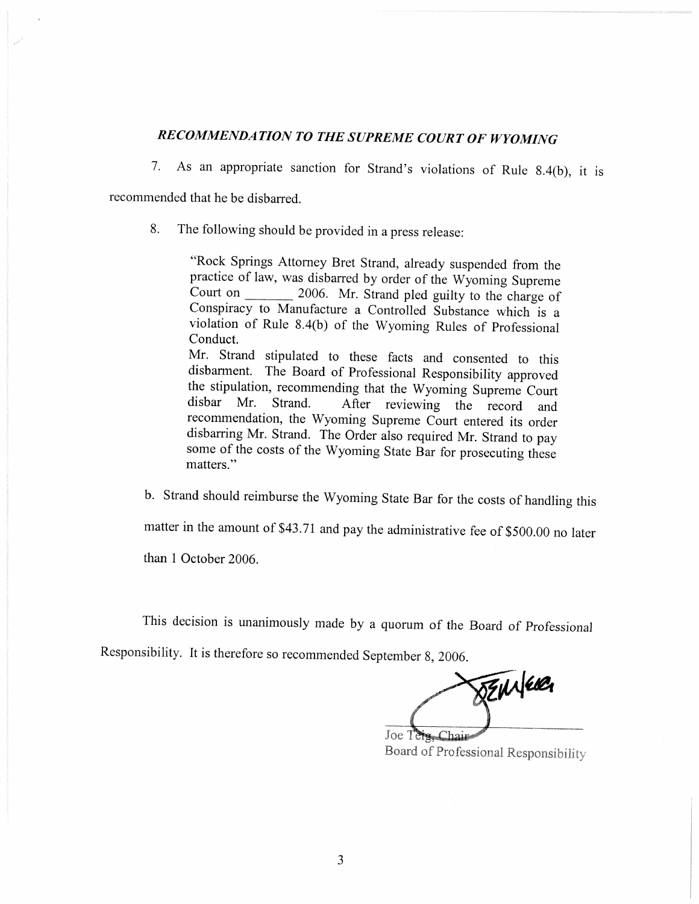## *RECOMMENDATION TO THE SUPREME COURT OF WYOMING*

7. As an appropriate sanction for Strand's violations of Rule 8.4(b), it is recommended that he be disbarred.

8. The following should be provided in a press release:

> "Rock Springs Attorney Bret Strand, already suspended from the practice of law, was disbarred by order of the Wyoming Supreme Court on _______ 2006. Mr. Strand pled guilty to the charge of Conspiracy to Manufacture a Controlled Substance which is a violation of Rule 8.4(b) of the Wyoming Rules of Professional Conduct.
>
> Mr. Strand stipulated to these facts and consented to this disbarment. The Board of Professional Responsibility approved the stipulation, recommending that the Wyoming Supreme Court disbar Mr. Strand. After reviewing the record and recommendation, the Wyoming Supreme Court entered its order disbarring Mr. Strand. The Order also required Mr. Strand to pay some of the costs of the Wyoming State Bar for prosecuting these matters."

b. Strand should reimburse the Wyoming State Bar for the costs of handling this matter in the amount of $43.71 and pay the administrative fee of $500.00 no later than 1 October 2006.

This decision is unanimously made by a quorum of the Board of Professional Responsibility. It is therefore so recommended September 8, 2006.

Joe Teig, Chair
Board of Professional Responsibility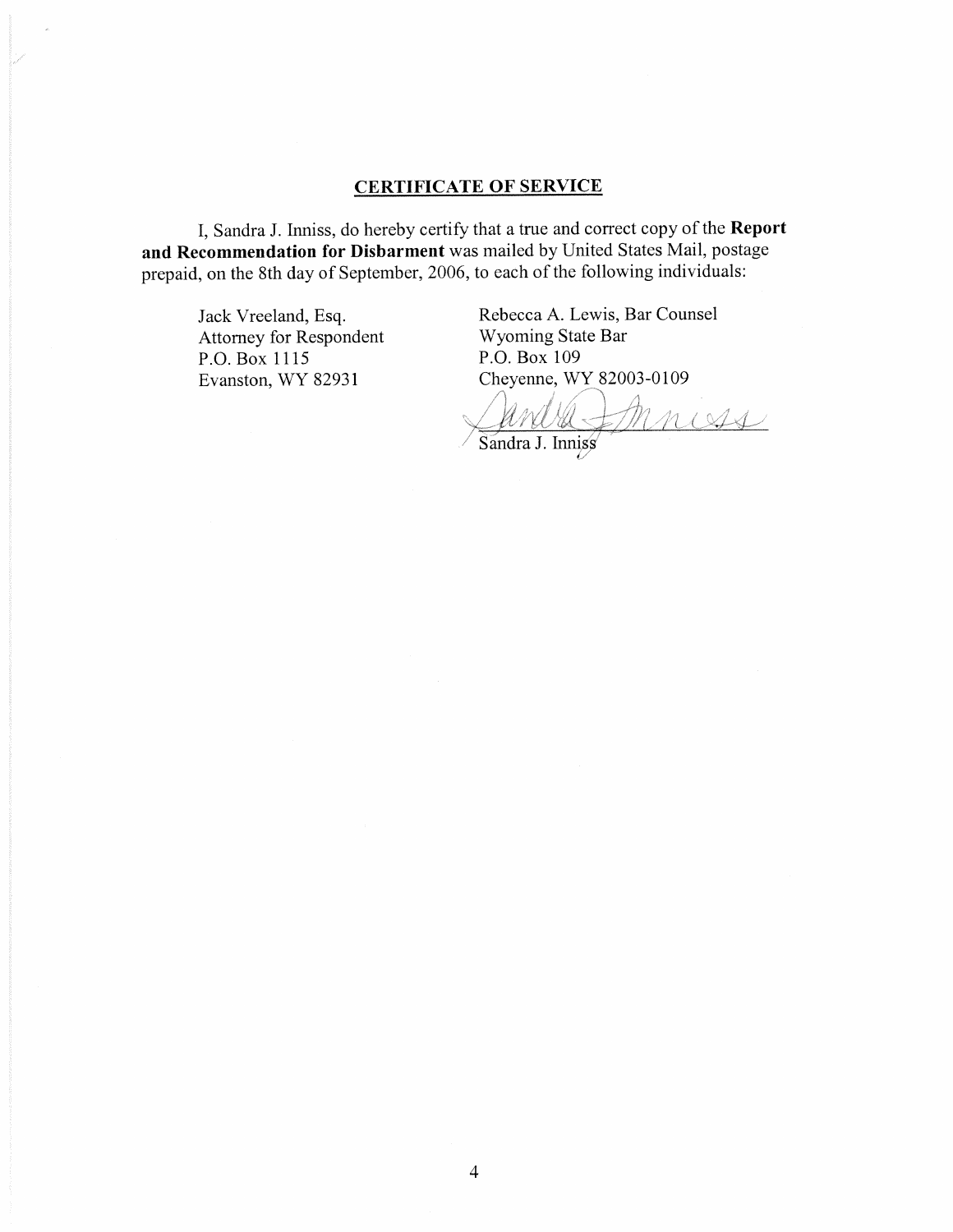## CERTIFICATE OF SERVICE

I, Sandra J. Inniss, do hereby certify that a true and correct copy of the **Report and Recommendation for Disbarment** was mailed by United States Mail, postage prepaid, on the 8th day of September, 2006, to each of the following individuals:

Jack Vreeland, Esq.
Attorney for Respondent
P.O. Box 1115
Evanston, WY 82931

Rebecca A. Lewis, Bar Counsel
Wyoming State Bar
P.O. Box 109
Cheyenne, WY 82003-0109

Sandra J. Inniss